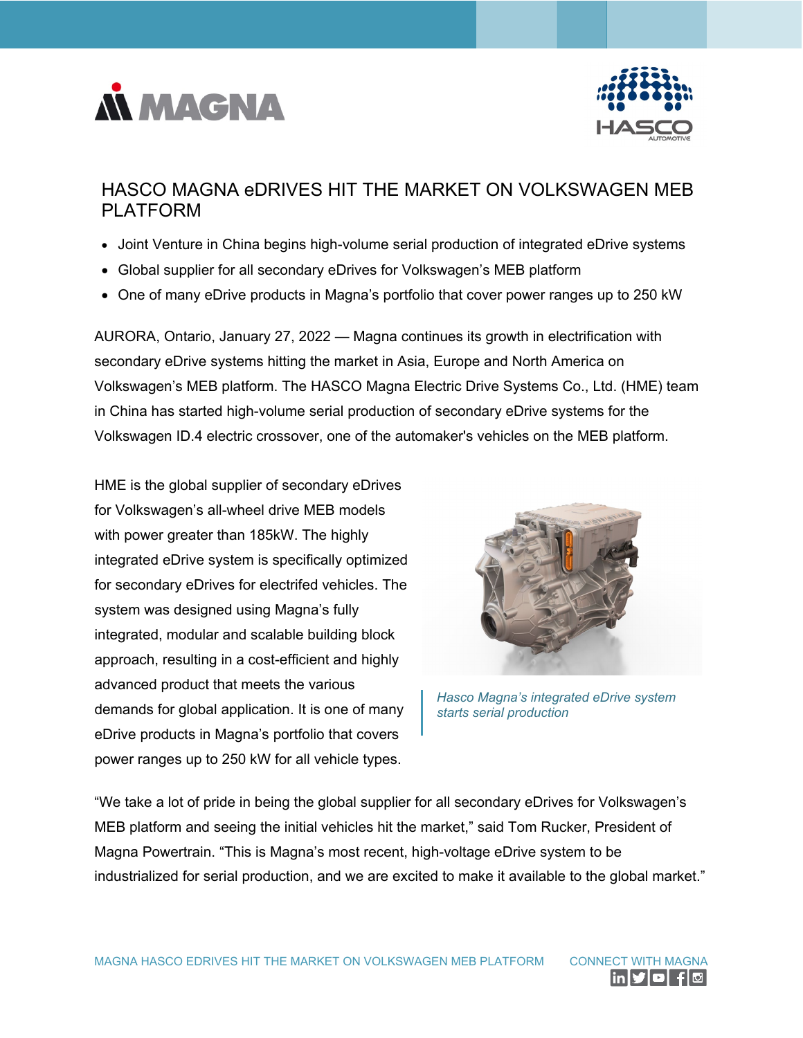# HASCO MAGNA eDRIVES HIT THE MARKET ON VOLKSWAGEN MEB PLATFORM

- Joint Venture in China begins high-volume serial production of integrated eDrive systems
- Global supplier for all secondary eDrives for Volkswagen's MEB platform
- One of many eDrive products in Magna's portfolio that cover power ranges up to 250 kW

AURORA, Ontario, January 27, 2022 — Magna continues its growth in electrification with secondary eDrive systems hitting the market in Asia, Europe and North America on Volkswagen's MEB platform. The HASCO Magna Electric Drive Systems Co., Ltd. (HME) team in China has started high-volume serial production of secondary eDrive systems for the Volkswagen ID.4 electric crossover, one of the automaker's vehicles on the MEB platform.

HME is the global supplier of secondary eDrives for Volkswagen's all-wheel drive MEB models with power greater than 185kW. The highly integrated eDrive system is specifically optimized for secondary eDrives for electrifed vehicles. The system was designed using Magna's fully integrated, modular and scalable building block approach, resulting in a cost-efficient and highly advanced product that meets the various demands for global application. It is one of many eDrive products in Magna's portfolio that covers power ranges up to 250 kW for all vehicle types.

*Hasco Magna's integrated eDrive system starts serial production*

"We take a lot of pride in being the global supplier for all secondary eDrives for Volkswagen's MEB platform and seeing the initial vehicles hit the market," said Tom Rucker, President of Magna Powertrain. "This is Magna's most recent, high-voltage eDrive system to be industrialized for serial production, and we are excited to make it available to the global market."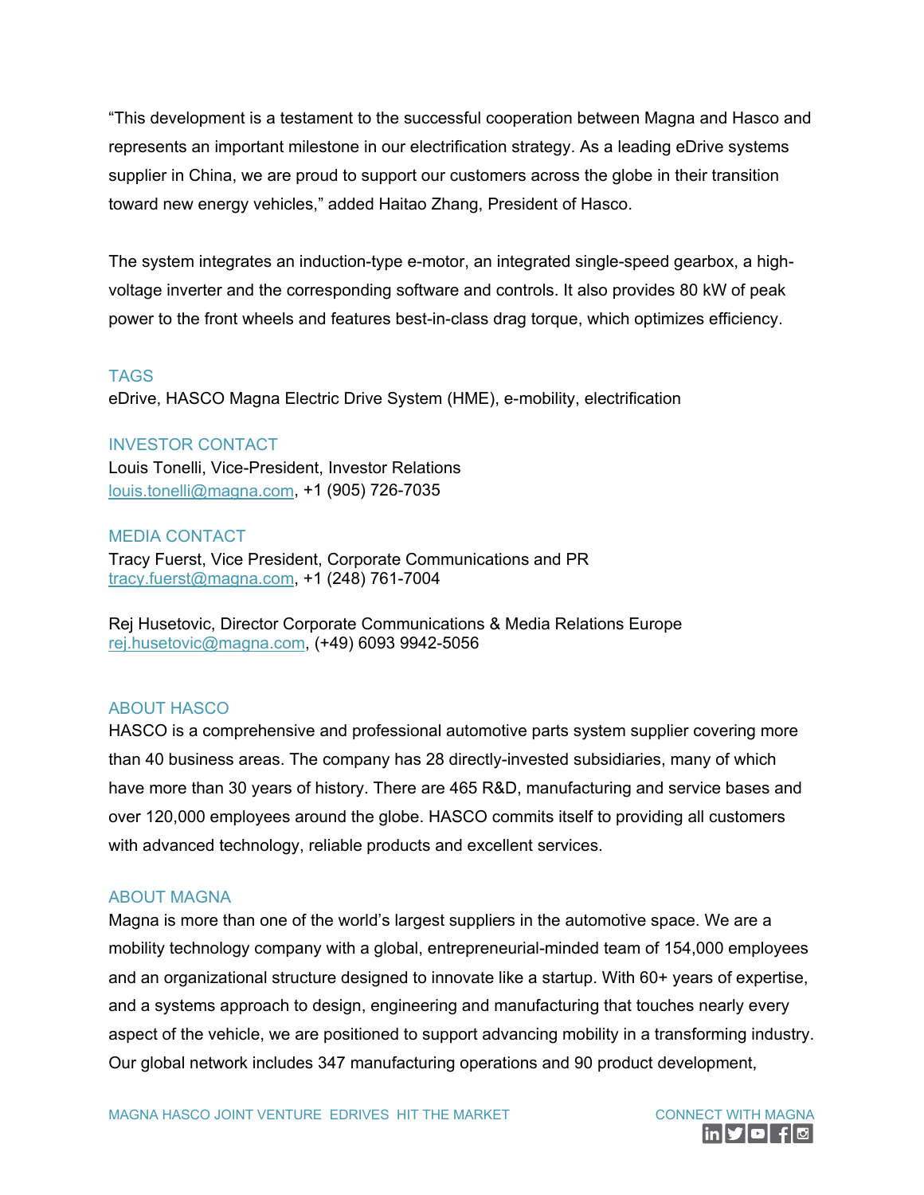"This development is a testament to the successful cooperation between Magna and Hasco and represents an important milestone in our electrification strategy. As a leading eDrive systems supplier in China, we are proud to support our customers across the globe in their transition toward new energy vehicles," added Haitao Zhang, President of Hasco.

The system integrates an induction-type e-motor, an integrated single-speed gearbox, a high-voltage inverter and the corresponding software and controls. It also provides 80 kW of peak power to the front wheels and features best-in-class drag torque, which optimizes efficiency.

## TAGS

eDrive, HASCO Magna Electric Drive System (HME), e-mobility, electrification

## INVESTOR CONTACT

Louis Tonelli, Vice-President, Investor Relations
louis.tonelli@magna.com, +1 (905) 726-7035

## MEDIA CONTACT

Tracy Fuerst, Vice President, Corporate Communications and PR
tracy.fuerst@magna.com, +1 (248) 761-7004

Rej Husetovic, Director Corporate Communications & Media Relations Europe
rej.husetovic@magna.com, (+49) 6093 9942-5056

## ABOUT HASCO

HASCO is a comprehensive and professional automotive parts system supplier covering more than 40 business areas. The company has 28 directly-invested subsidiaries, many of which have more than 30 years of history. There are 465 R&D, manufacturing and service bases and over 120,000 employees around the globe. HASCO commits itself to providing all customers with advanced technology, reliable products and excellent services.

## ABOUT MAGNA

Magna is more than one of the world's largest suppliers in the automotive space. We are a mobility technology company with a global, entrepreneurial-minded team of 154,000 employees and an organizational structure designed to innovate like a startup. With 60+ years of expertise, and a systems approach to design, engineering and manufacturing that touches nearly every aspect of the vehicle, we are positioned to support advancing mobility in a transforming industry. Our global network includes 347 manufacturing operations and 90 product development,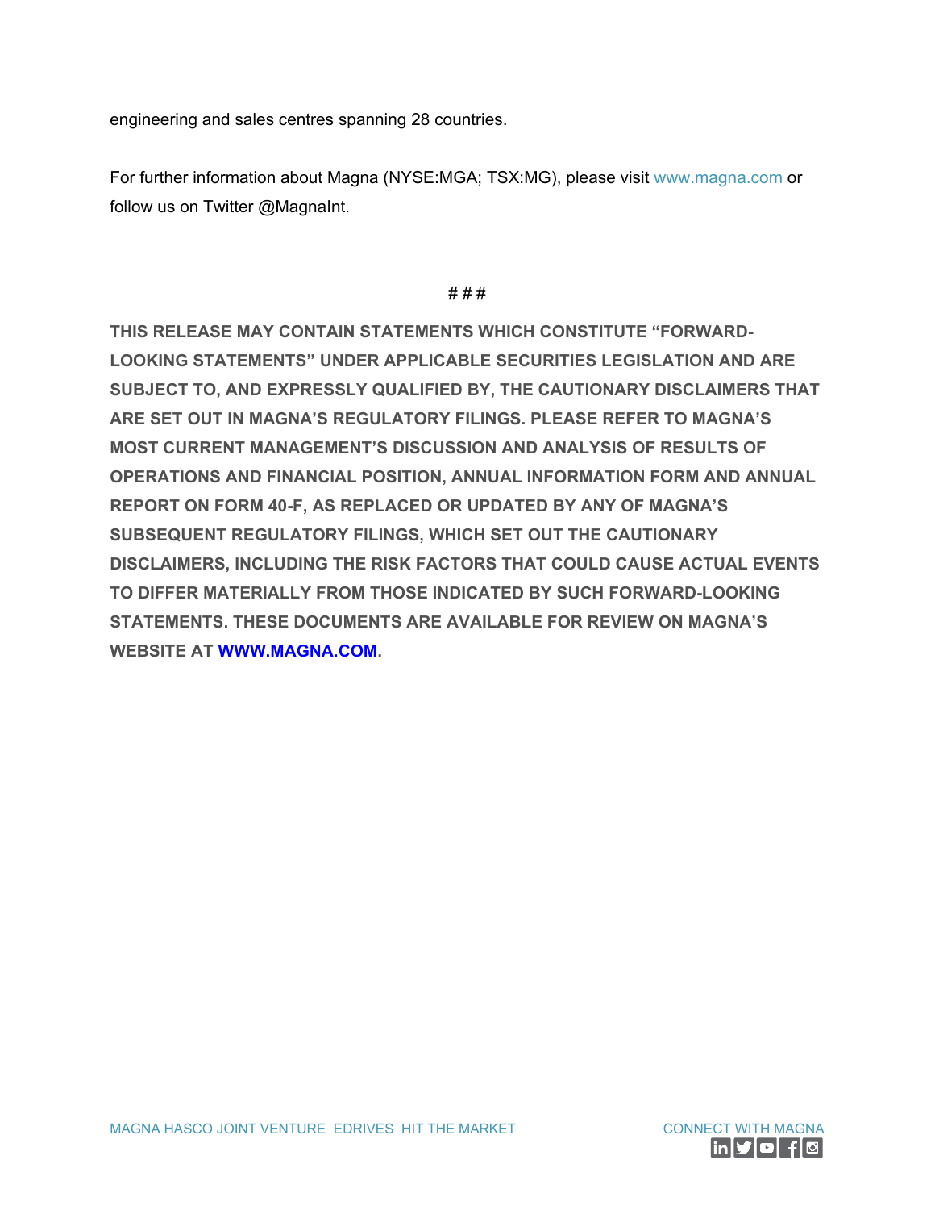engineering and sales centres spanning 28 countries.

For further information about Magna (NYSE:MGA; TSX:MG), please visit www.magna.com or follow us on Twitter @MagnaInt.

# # #

**THIS RELEASE MAY CONTAIN STATEMENTS WHICH CONSTITUTE "FORWARD-LOOKING STATEMENTS" UNDER APPLICABLE SECURITIES LEGISLATION AND ARE SUBJECT TO, AND EXPRESSLY QUALIFIED BY, THE CAUTIONARY DISCLAIMERS THAT ARE SET OUT IN MAGNA'S REGULATORY FILINGS. PLEASE REFER TO MAGNA'S MOST CURRENT MANAGEMENT'S DISCUSSION AND ANALYSIS OF RESULTS OF OPERATIONS AND FINANCIAL POSITION, ANNUAL INFORMATION FORM AND ANNUAL REPORT ON FORM 40-F, AS REPLACED OR UPDATED BY ANY OF MAGNA'S SUBSEQUENT REGULATORY FILINGS, WHICH SET OUT THE CAUTIONARY DISCLAIMERS, INCLUDING THE RISK FACTORS THAT COULD CAUSE ACTUAL EVENTS TO DIFFER MATERIALLY FROM THOSE INDICATED BY SUCH FORWARD-LOOKING STATEMENTS. THESE DOCUMENTS ARE AVAILABLE FOR REVIEW ON MAGNA'S WEBSITE AT WWW.MAGNA.COM.**